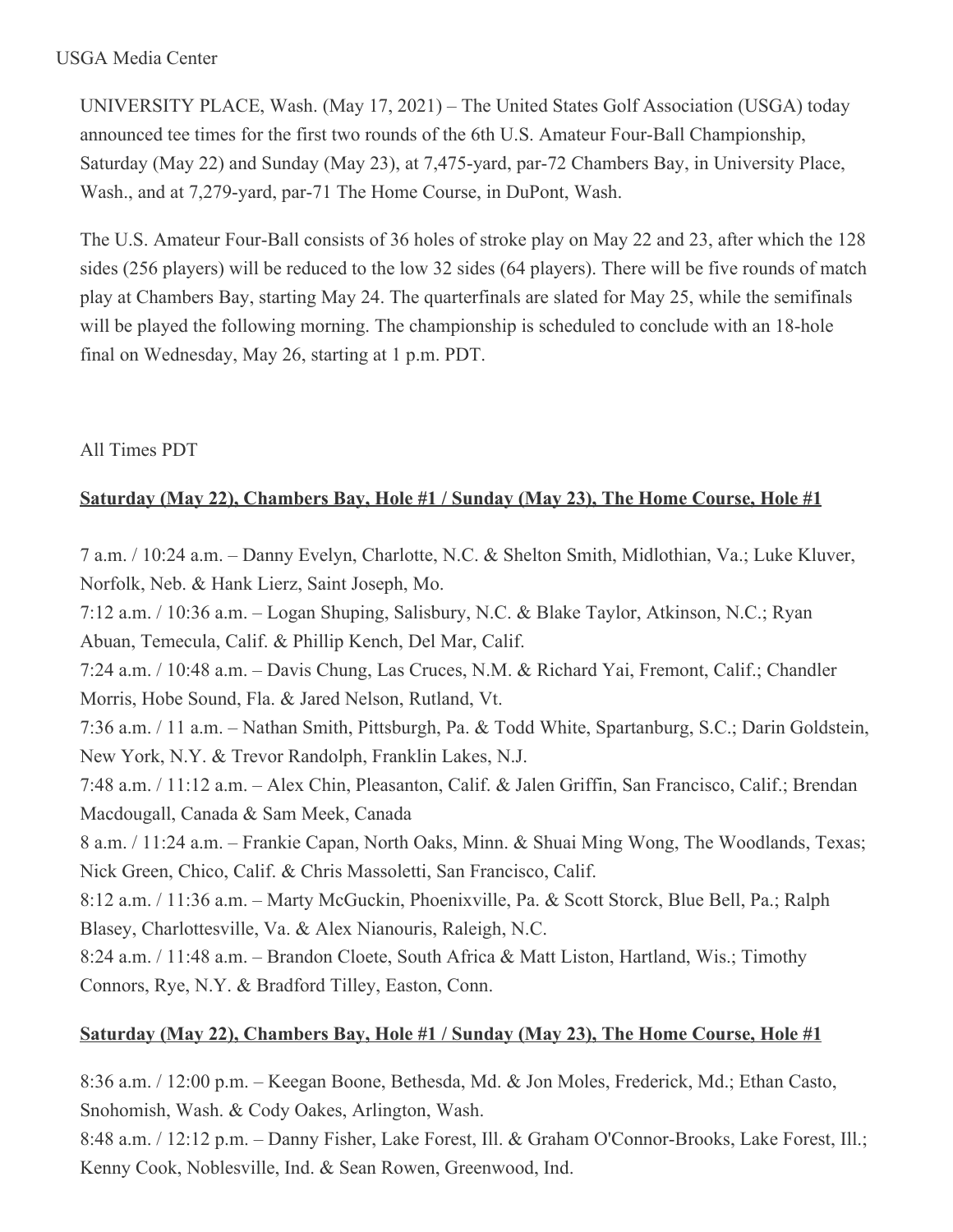USGA Media Center

UNIVERSITY PLACE, Wash. (May 17, 2021) – The United States Golf Association (USGA) today announced tee times for the first two rounds of the 6th U.S. Amateur Four-Ball Championship, Saturday (May 22) and Sunday (May 23), at 7,475-yard, par-72 Chambers Bay, in University Place, Wash., and at 7,279-yard, par-71 The Home Course, in DuPont, Wash.

The U.S. Amateur Four-Ball consists of 36 holes of stroke play on May 22 and 23, after which the 128 sides (256 players) will be reduced to the low 32 sides (64 players). There will be five rounds of match play at Chambers Bay, starting May 24. The quarterfinals are slated for May 25, while the semifinals will be played the following morning. The championship is scheduled to conclude with an 18-hole final on Wednesday, May 26, starting at 1 p.m. PDT.

All Times PDT

**Saturday (May 22), Chambers Bay, Hole #1 / Sunday (May 23), The Home Course, Hole #1**

7 a.m. / 10:24 a.m. – Danny Evelyn, Charlotte, N.C. & Shelton Smith, Midlothian, Va.; Luke Kluver, Norfolk, Neb. & Hank Lierz, Saint Joseph, Mo.
7:12 a.m. / 10:36 a.m. – Logan Shuping, Salisbury, N.C. & Blake Taylor, Atkinson, N.C.; Ryan Abuan, Temecula, Calif. & Phillip Kench, Del Mar, Calif.
7:24 a.m. / 10:48 a.m. – Davis Chung, Las Cruces, N.M. & Richard Yai, Fremont, Calif.; Chandler Morris, Hobe Sound, Fla. & Jared Nelson, Rutland, Vt.
7:36 a.m. / 11 a.m. – Nathan Smith, Pittsburgh, Pa. & Todd White, Spartanburg, S.C.; Darin Goldstein, New York, N.Y. & Trevor Randolph, Franklin Lakes, N.J.
7:48 a.m. / 11:12 a.m. – Alex Chin, Pleasanton, Calif. & Jalen Griffin, San Francisco, Calif.; Brendan Macdougall, Canada & Sam Meek, Canada
8 a.m. / 11:24 a.m. – Frankie Capan, North Oaks, Minn. & Shuai Ming Wong, The Woodlands, Texas; Nick Green, Chico, Calif. & Chris Massoletti, San Francisco, Calif.
8:12 a.m. / 11:36 a.m. – Marty McGuckin, Phoenixville, Pa. & Scott Storck, Blue Bell, Pa.; Ralph Blasey, Charlottesville, Va. & Alex Nianouris, Raleigh, N.C.
8:24 a.m. / 11:48 a.m. – Brandon Cloete, South Africa & Matt Liston, Hartland, Wis.; Timothy Connors, Rye, N.Y. & Bradford Tilley, Easton, Conn.

**Saturday (May 22), Chambers Bay, Hole #1 / Sunday (May 23), The Home Course, Hole #1**

8:36 a.m. / 12:00 p.m. – Keegan Boone, Bethesda, Md. & Jon Moles, Frederick, Md.; Ethan Casto, Snohomish, Wash. & Cody Oakes, Arlington, Wash.
8:48 a.m. / 12:12 p.m. – Danny Fisher, Lake Forest, Ill. & Graham O'Connor-Brooks, Lake Forest, Ill.; Kenny Cook, Noblesville, Ind. & Sean Rowen, Greenwood, Ind.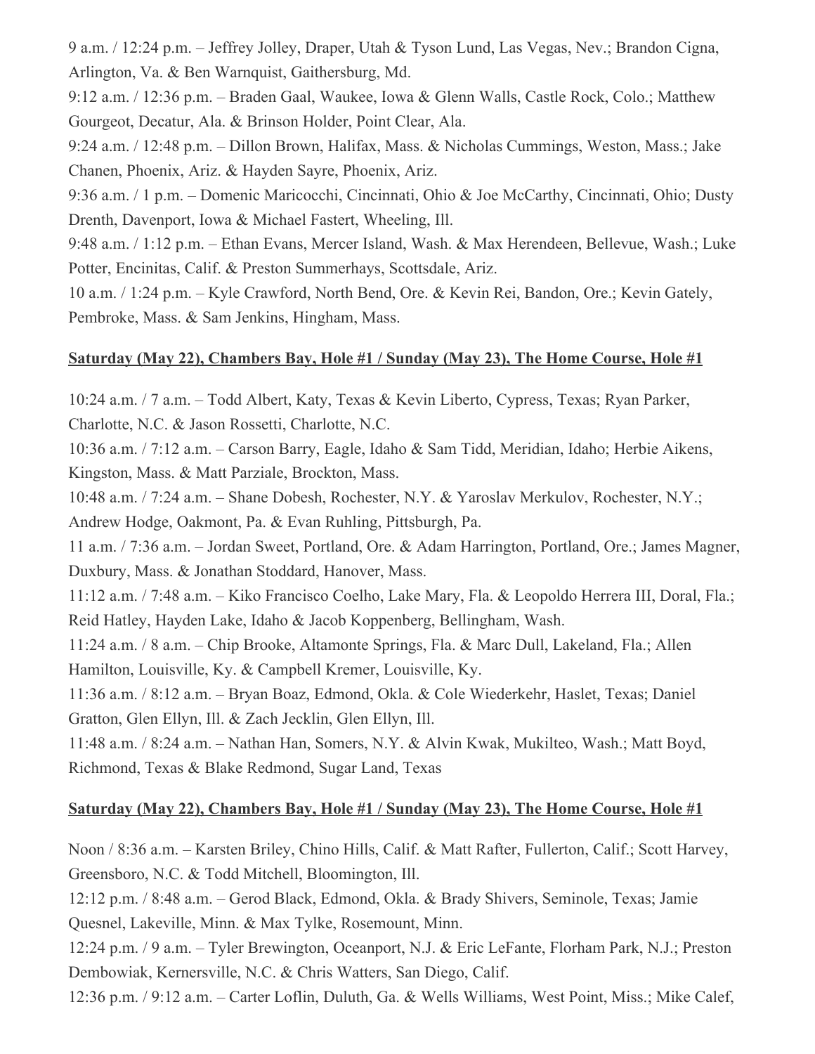9 a.m. / 12:24 p.m. – Jeffrey Jolley, Draper, Utah & Tyson Lund, Las Vegas, Nev.; Brandon Cigna, Arlington, Va. & Ben Warnquist, Gaithersburg, Md.

9:12 a.m. / 12:36 p.m. – Braden Gaal, Waukee, Iowa & Glenn Walls, Castle Rock, Colo.; Matthew Gourgeot, Decatur, Ala. & Brinson Holder, Point Clear, Ala.

9:24 a.m. / 12:48 p.m. – Dillon Brown, Halifax, Mass. & Nicholas Cummings, Weston, Mass.; Jake Chanen, Phoenix, Ariz. & Hayden Sayre, Phoenix, Ariz.

9:36 a.m. / 1 p.m. – Domenic Maricocchi, Cincinnati, Ohio & Joe McCarthy, Cincinnati, Ohio; Dusty Drenth, Davenport, Iowa & Michael Fastert, Wheeling, Ill.

9:48 a.m. / 1:12 p.m. – Ethan Evans, Mercer Island, Wash. & Max Herendeen, Bellevue, Wash.; Luke Potter, Encinitas, Calif. & Preston Summerhays, Scottsdale, Ariz.

10 a.m. / 1:24 p.m. – Kyle Crawford, North Bend, Ore. & Kevin Rei, Bandon, Ore.; Kevin Gately, Pembroke, Mass. & Sam Jenkins, Hingham, Mass.

**Saturday (May 22), Chambers Bay, Hole #1 / Sunday (May 23), The Home Course, Hole #1**

10:24 a.m. / 7 a.m. – Todd Albert, Katy, Texas & Kevin Liberto, Cypress, Texas; Ryan Parker, Charlotte, N.C. & Jason Rossetti, Charlotte, N.C.

10:36 a.m. / 7:12 a.m. – Carson Barry, Eagle, Idaho & Sam Tidd, Meridian, Idaho; Herbie Aikens, Kingston, Mass. & Matt Parziale, Brockton, Mass.

10:48 a.m. / 7:24 a.m. – Shane Dobesh, Rochester, N.Y. & Yaroslav Merkulov, Rochester, N.Y.; Andrew Hodge, Oakmont, Pa. & Evan Ruhling, Pittsburgh, Pa.

11 a.m. / 7:36 a.m. – Jordan Sweet, Portland, Ore. & Adam Harrington, Portland, Ore.; James Magner, Duxbury, Mass. & Jonathan Stoddard, Hanover, Mass.

11:12 a.m. / 7:48 a.m. – Kiko Francisco Coelho, Lake Mary, Fla. & Leopoldo Herrera III, Doral, Fla.; Reid Hatley, Hayden Lake, Idaho & Jacob Koppenberg, Bellingham, Wash.

11:24 a.m. / 8 a.m. – Chip Brooke, Altamonte Springs, Fla. & Marc Dull, Lakeland, Fla.; Allen Hamilton, Louisville, Ky. & Campbell Kremer, Louisville, Ky.

11:36 a.m. / 8:12 a.m. – Bryan Boaz, Edmond, Okla. & Cole Wiederkehr, Haslet, Texas; Daniel Gratton, Glen Ellyn, Ill. & Zach Jecklin, Glen Ellyn, Ill.

11:48 a.m. / 8:24 a.m. – Nathan Han, Somers, N.Y. & Alvin Kwak, Mukilteo, Wash.; Matt Boyd, Richmond, Texas & Blake Redmond, Sugar Land, Texas

**Saturday (May 22), Chambers Bay, Hole #1 / Sunday (May 23), The Home Course, Hole #1**

Noon / 8:36 a.m. – Karsten Briley, Chino Hills, Calif. & Matt Rafter, Fullerton, Calif.; Scott Harvey, Greensboro, N.C. & Todd Mitchell, Bloomington, Ill.

12:12 p.m. / 8:48 a.m. – Gerod Black, Edmond, Okla. & Brady Shivers, Seminole, Texas; Jamie Quesnel, Lakeville, Minn. & Max Tylke, Rosemount, Minn.

12:24 p.m. / 9 a.m. – Tyler Brewington, Oceanport, N.J. & Eric LeFante, Florham Park, N.J.; Preston Dembowiak, Kernersville, N.C. & Chris Watters, San Diego, Calif.

12:36 p.m. / 9:12 a.m. – Carter Loflin, Duluth, Ga. & Wells Williams, West Point, Miss.; Mike Calef,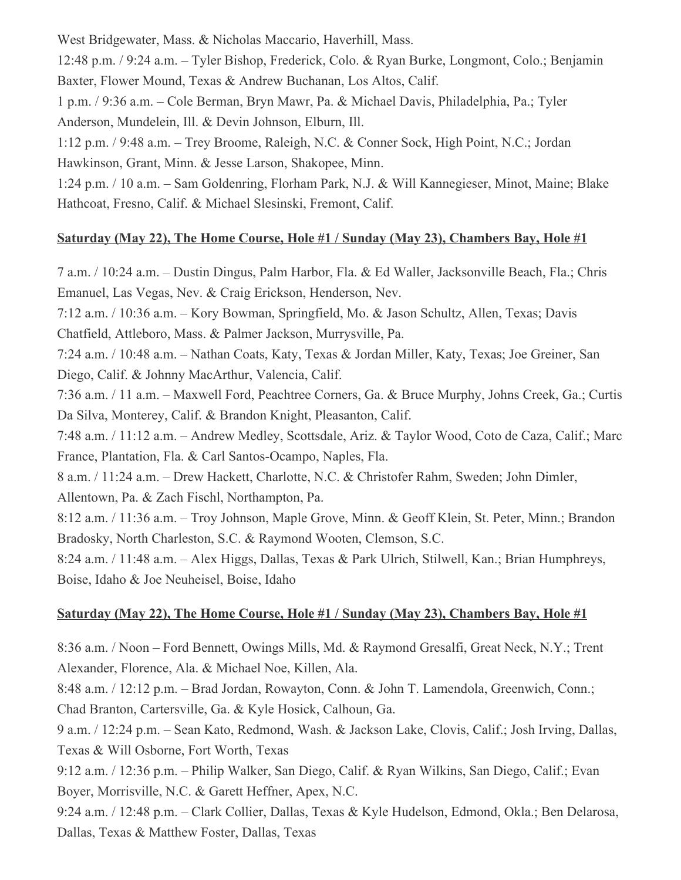West Bridgewater, Mass. & Nicholas Maccario, Haverhill, Mass.

12:48 p.m. / 9:24 a.m. – Tyler Bishop, Frederick, Colo. & Ryan Burke, Longmont, Colo.; Benjamin Baxter, Flower Mound, Texas & Andrew Buchanan, Los Altos, Calif.

1 p.m. / 9:36 a.m. – Cole Berman, Bryn Mawr, Pa. & Michael Davis, Philadelphia, Pa.; Tyler Anderson, Mundelein, Ill. & Devin Johnson, Elburn, Ill.

1:12 p.m. / 9:48 a.m. – Trey Broome, Raleigh, N.C. & Conner Sock, High Point, N.C.; Jordan Hawkinson, Grant, Minn. & Jesse Larson, Shakopee, Minn.

1:24 p.m. / 10 a.m. – Sam Goldenring, Florham Park, N.J. & Will Kannegieser, Minot, Maine; Blake Hathcoat, Fresno, Calif. & Michael Slesinski, Fremont, Calif.

**Saturday (May 22), The Home Course, Hole #1 / Sunday (May 23), Chambers Bay, Hole #1**

7 a.m. / 10:24 a.m. – Dustin Dingus, Palm Harbor, Fla. & Ed Waller, Jacksonville Beach, Fla.; Chris Emanuel, Las Vegas, Nev. & Craig Erickson, Henderson, Nev.

7:12 a.m. / 10:36 a.m. – Kory Bowman, Springfield, Mo. & Jason Schultz, Allen, Texas; Davis Chatfield, Attleboro, Mass. & Palmer Jackson, Murrysville, Pa.

7:24 a.m. / 10:48 a.m. – Nathan Coats, Katy, Texas & Jordan Miller, Katy, Texas; Joe Greiner, San Diego, Calif. & Johnny MacArthur, Valencia, Calif.

7:36 a.m. / 11 a.m. – Maxwell Ford, Peachtree Corners, Ga. & Bruce Murphy, Johns Creek, Ga.; Curtis Da Silva, Monterey, Calif. & Brandon Knight, Pleasanton, Calif.

7:48 a.m. / 11:12 a.m. – Andrew Medley, Scottsdale, Ariz. & Taylor Wood, Coto de Caza, Calif.; Marc France, Plantation, Fla. & Carl Santos-Ocampo, Naples, Fla.

8 a.m. / 11:24 a.m. – Drew Hackett, Charlotte, N.C. & Christofer Rahm, Sweden; John Dimler, Allentown, Pa. & Zach Fischl, Northampton, Pa.

8:12 a.m. / 11:36 a.m. – Troy Johnson, Maple Grove, Minn. & Geoff Klein, St. Peter, Minn.; Brandon Bradosky, North Charleston, S.C. & Raymond Wooten, Clemson, S.C.

8:24 a.m. / 11:48 a.m. – Alex Higgs, Dallas, Texas & Park Ulrich, Stilwell, Kan.; Brian Humphreys, Boise, Idaho & Joe Neuheisel, Boise, Idaho

**Saturday (May 22), The Home Course, Hole #1 / Sunday (May 23), Chambers Bay, Hole #1**

8:36 a.m. / Noon – Ford Bennett, Owings Mills, Md. & Raymond Gresalfi, Great Neck, N.Y.; Trent Alexander, Florence, Ala. & Michael Noe, Killen, Ala.

8:48 a.m. / 12:12 p.m. – Brad Jordan, Rowayton, Conn. & John T. Lamendola, Greenwich, Conn.; Chad Branton, Cartersville, Ga. & Kyle Hosick, Calhoun, Ga.

9 a.m. / 12:24 p.m. – Sean Kato, Redmond, Wash. & Jackson Lake, Clovis, Calif.; Josh Irving, Dallas, Texas & Will Osborne, Fort Worth, Texas

9:12 a.m. / 12:36 p.m. – Philip Walker, San Diego, Calif. & Ryan Wilkins, San Diego, Calif.; Evan Boyer, Morrisville, N.C. & Garett Heffner, Apex, N.C.

9:24 a.m. / 12:48 p.m. – Clark Collier, Dallas, Texas & Kyle Hudelson, Edmond, Okla.; Ben Delarosa, Dallas, Texas & Matthew Foster, Dallas, Texas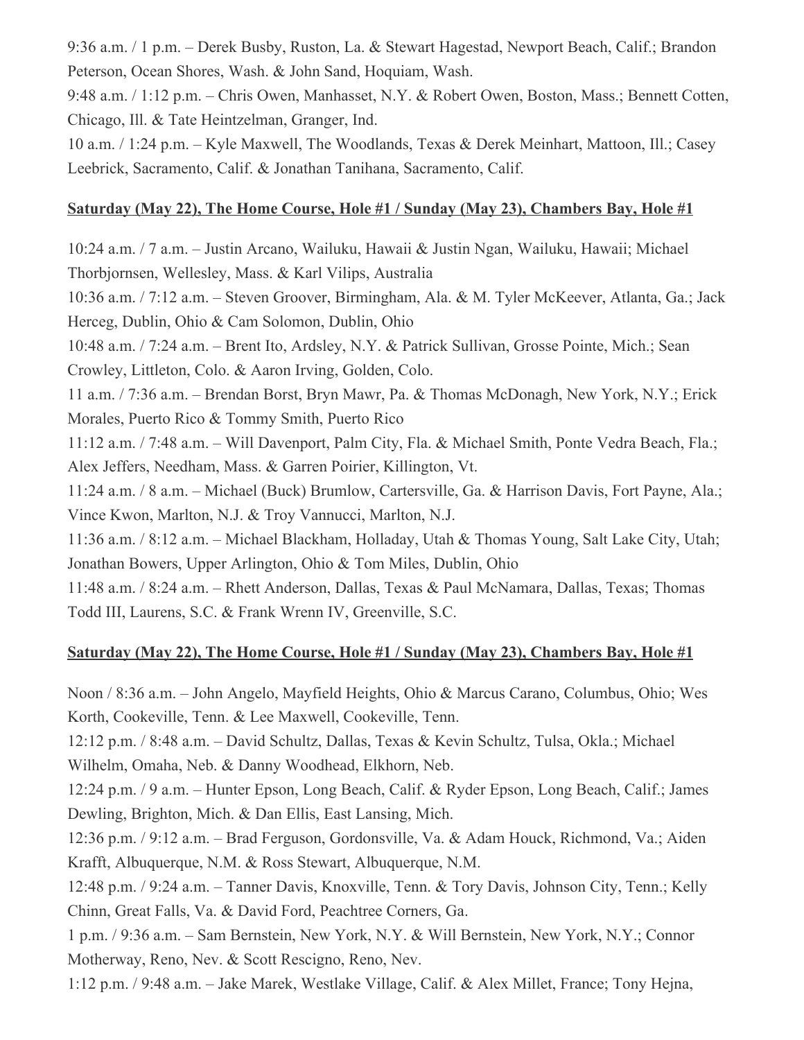9:36 a.m. / 1 p.m. – Derek Busby, Ruston, La. & Stewart Hagestad, Newport Beach, Calif.; Brandon Peterson, Ocean Shores, Wash. & John Sand, Hoquiam, Wash.

9:48 a.m. / 1:12 p.m. – Chris Owen, Manhasset, N.Y. & Robert Owen, Boston, Mass.; Bennett Cotten, Chicago, Ill. & Tate Heintzelman, Granger, Ind.

10 a.m. / 1:24 p.m. – Kyle Maxwell, The Woodlands, Texas & Derek Meinhart, Mattoon, Ill.; Casey Leebrick, Sacramento, Calif. & Jonathan Tanihana, Sacramento, Calif.

**Saturday (May 22), The Home Course, Hole #1 / Sunday (May 23), Chambers Bay, Hole #1**

10:24 a.m. / 7 a.m. – Justin Arcano, Wailuku, Hawaii & Justin Ngan, Wailuku, Hawaii; Michael Thorbjornsen, Wellesley, Mass. & Karl Vilips, Australia

10:36 a.m. / 7:12 a.m. – Steven Groover, Birmingham, Ala. & M. Tyler McKeever, Atlanta, Ga.; Jack Herceg, Dublin, Ohio & Cam Solomon, Dublin, Ohio

10:48 a.m. / 7:24 a.m. – Brent Ito, Ardsley, N.Y. & Patrick Sullivan, Grosse Pointe, Mich.; Sean Crowley, Littleton, Colo. & Aaron Irving, Golden, Colo.

11 a.m. / 7:36 a.m. – Brendan Borst, Bryn Mawr, Pa. & Thomas McDonagh, New York, N.Y.; Erick Morales, Puerto Rico & Tommy Smith, Puerto Rico

11:12 a.m. / 7:48 a.m. – Will Davenport, Palm City, Fla. & Michael Smith, Ponte Vedra Beach, Fla.; Alex Jeffers, Needham, Mass. & Garren Poirier, Killington, Vt.

11:24 a.m. / 8 a.m. – Michael (Buck) Brumlow, Cartersville, Ga. & Harrison Davis, Fort Payne, Ala.; Vince Kwon, Marlton, N.J. & Troy Vannucci, Marlton, N.J.

11:36 a.m. / 8:12 a.m. – Michael Blackham, Holladay, Utah & Thomas Young, Salt Lake City, Utah; Jonathan Bowers, Upper Arlington, Ohio & Tom Miles, Dublin, Ohio

11:48 a.m. / 8:24 a.m. – Rhett Anderson, Dallas, Texas & Paul McNamara, Dallas, Texas; Thomas Todd III, Laurens, S.C. & Frank Wrenn IV, Greenville, S.C.

**Saturday (May 22), The Home Course, Hole #1 / Sunday (May 23), Chambers Bay, Hole #1**

Noon / 8:36 a.m. – John Angelo, Mayfield Heights, Ohio & Marcus Carano, Columbus, Ohio; Wes Korth, Cookeville, Tenn. & Lee Maxwell, Cookeville, Tenn.

12:12 p.m. / 8:48 a.m. – David Schultz, Dallas, Texas & Kevin Schultz, Tulsa, Okla.; Michael Wilhelm, Omaha, Neb. & Danny Woodhead, Elkhorn, Neb.

12:24 p.m. / 9 a.m. – Hunter Epson, Long Beach, Calif. & Ryder Epson, Long Beach, Calif.; James Dewling, Brighton, Mich. & Dan Ellis, East Lansing, Mich.

12:36 p.m. / 9:12 a.m. – Brad Ferguson, Gordonsville, Va. & Adam Houck, Richmond, Va.; Aiden Krafft, Albuquerque, N.M. & Ross Stewart, Albuquerque, N.M.

12:48 p.m. / 9:24 a.m. – Tanner Davis, Knoxville, Tenn. & Tory Davis, Johnson City, Tenn.; Kelly Chinn, Great Falls, Va. & David Ford, Peachtree Corners, Ga.

1 p.m. / 9:36 a.m. – Sam Bernstein, New York, N.Y. & Will Bernstein, New York, N.Y.; Connor Motherway, Reno, Nev. & Scott Rescigno, Reno, Nev.

1:12 p.m. / 9:48 a.m. – Jake Marek, Westlake Village, Calif. & Alex Millet, France; Tony Hejna,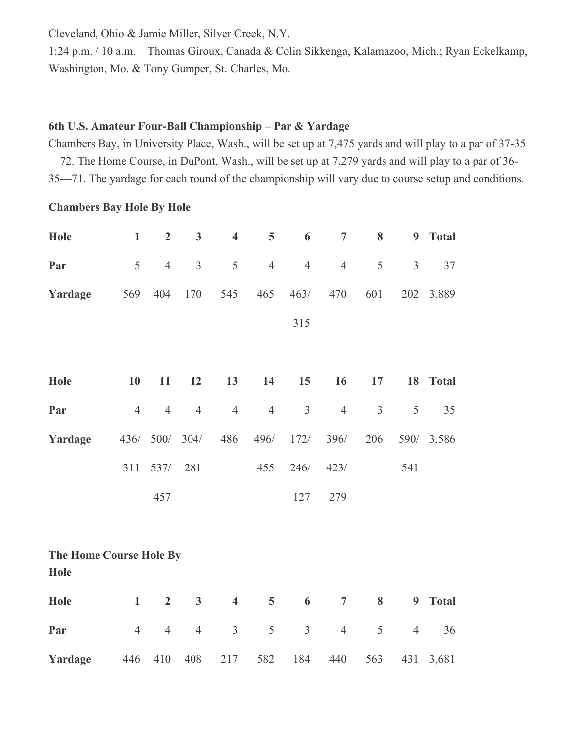Cleveland, Ohio & Jamie Miller, Silver Creek, N.Y.

1:24 p.m. / 10 a.m. – Thomas Giroux, Canada & Colin Sikkenga, Kalamazoo, Mich.; Ryan Eckelkamp, Washington, Mo. & Tony Gumper, St. Charles, Mo.

**6th U.S. Amateur Four-Ball Championship – Par & Yardage**

Chambers Bay, in University Place, Wash., will be set up at 7,475 yards and will play to a par of 37-35—72. The Home Course, in DuPont, Wash., will be set up at 7,279 yards and will play to a par of 36-35—71. The yardage for each round of the championship will vary due to course setup and conditions.

**Chambers Bay Hole By Hole**

| **Hole** | **1** | **2** | **3** | **4** | **5** | **6** | **7** | **8** | **9** | **Total** |
|---|---|---|---|---|---|---|---|---|---|---|
| **Par** | 5 | 4 | 3 | 5 | 4 | 4 | 4 | 5 | 3 | 37 |
| **Yardage** | 569 | 404 | 170 | 545 | 465 | 463/ 315 | 470 | 601 | 202 | 3,889 |

| **Hole** | **10** | **11** | **12** | **13** | **14** | **15** | **16** | **17** | **18** | **Total** |
|---|---|---|---|---|---|---|---|---|---|---|
| **Par** | 4 | 4 | 4 | 4 | 4 | 3 | 4 | 3 | 5 | 35 |
| **Yardage** | 436/ 311 | 500/ 537/ 457 | 304/ 281 | 486 | 496/ 455 | 172/ 246/ 127 | 396/ 423/ 279 | 206 | 590/ 541 | 3,586 |

**The Home Course Hole By Hole**

| **Hole** | **1** | **2** | **3** | **4** | **5** | **6** | **7** | **8** | **9** | **Total** |
|---|---|---|---|---|---|---|---|---|---|---|
| **Par** | 4 | 4 | 4 | 3 | 5 | 3 | 4 | 5 | 4 | 36 |
| **Yardage** | 446 | 410 | 408 | 217 | 582 | 184 | 440 | 563 | 431 | 3,681 |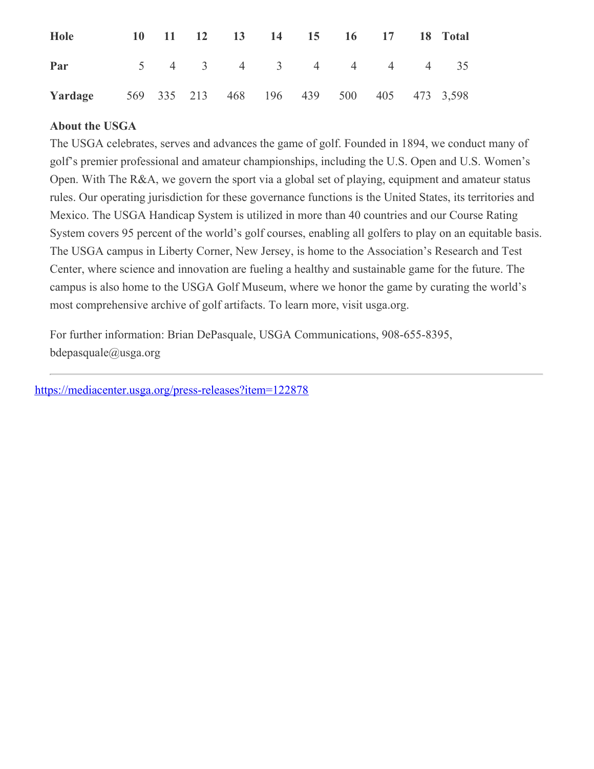| Hole | 10 | 11 | 12 | 13 | 14 | 15 | 16 | 17 | 18 | Total |
|---|---|---|---|---|---|---|---|---|---|---|
| Par | 5 | 4 | 3 | 4 | 3 | 4 | 4 | 4 | 4 | 35 |
| Yardage | 569 | 335 | 213 | 468 | 196 | 439 | 500 | 405 | 473 | 3,598 |

**About the USGA**

The USGA celebrates, serves and advances the game of golf. Founded in 1894, we conduct many of golf's premier professional and amateur championships, including the U.S. Open and U.S. Women's Open. With The R&A, we govern the sport via a global set of playing, equipment and amateur status rules. Our operating jurisdiction for these governance functions is the United States, its territories and Mexico. The USGA Handicap System is utilized in more than 40 countries and our Course Rating System covers 95 percent of the world's golf courses, enabling all golfers to play on an equitable basis. The USGA campus in Liberty Corner, New Jersey, is home to the Association's Research and Test Center, where science and innovation are fueling a healthy and sustainable game for the future. The campus is also home to the USGA Golf Museum, where we honor the game by curating the world's most comprehensive archive of golf artifacts. To learn more, visit usga.org.

For further information: Brian DePasquale, USGA Communications, 908-655-8395, bdepasquale@usga.org

---

https://mediacenter.usga.org/press-releases?item=122878